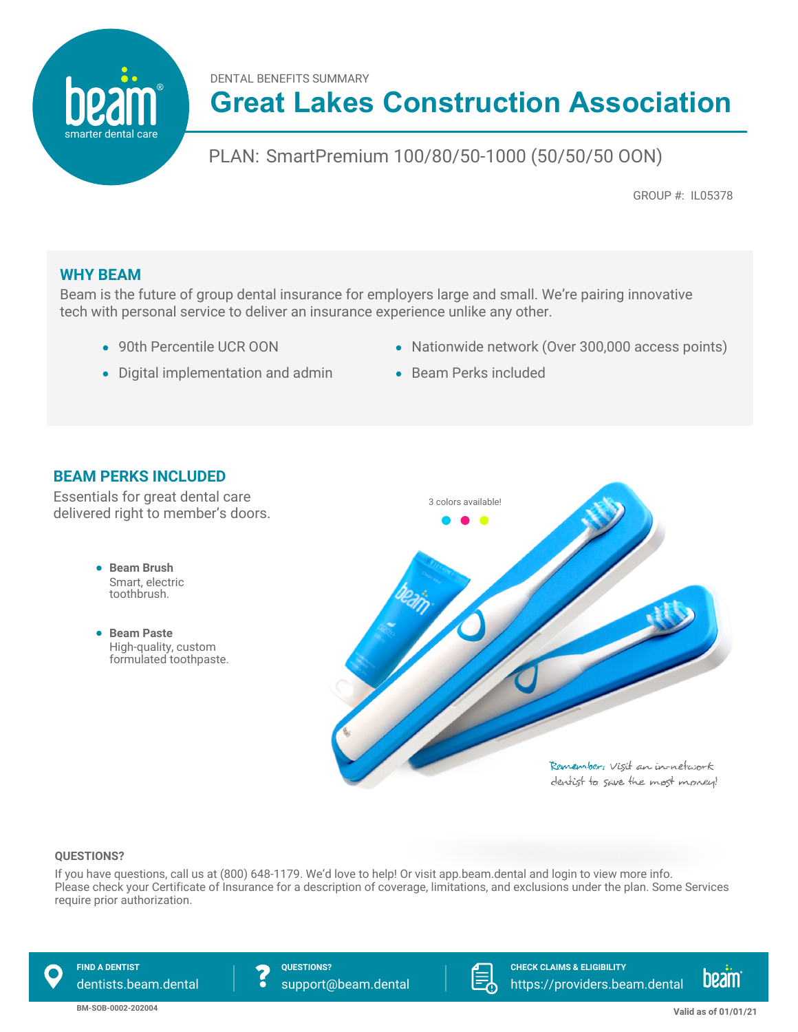beam® smarter dental care

DENTAL BENEFITS SUMMARY

# Great Lakes Construction Association

## PLAN: SmartPremium 100/80/50-1000 (50/50/50 OON)

GROUP #: IL05378

## WHY BEAM

Beam is the future of group dental insurance for employers large and small. We're pairing innovative tech with personal service to deliver an insurance experience unlike any other.

- 90th Percentile UCR OON
- Digital implementation and admin
- Nationwide network (Over 300,000 access points)
- Beam Perks included

## BEAM PERKS INCLUDED

Essentials for great dental care delivered right to member's doors.

- **Beam Brush**
  Smart, electric toothbrush.
- **Beam Paste**
  High-quality, custom formulated toothpaste.

3 colors available!

Remember: Visit an in-network dentist to save the most money!

### QUESTIONS?

If you have questions, call us at (800) 648-1179. We'd love to help! Or visit app.beam.dental and login to view more info. Please check your Certificate of Insurance for a description of coverage, limitations, and exclusions under the plan. Some Services require prior authorization.

**FIND A DENTIST** dentists.beam.dental

**QUESTIONS?** support@beam.dental

**CHECK CLAIMS & ELIGIBILITY** https://providers.beam.dental

BM-SOB-0002-202004

Valid as of 01/01/21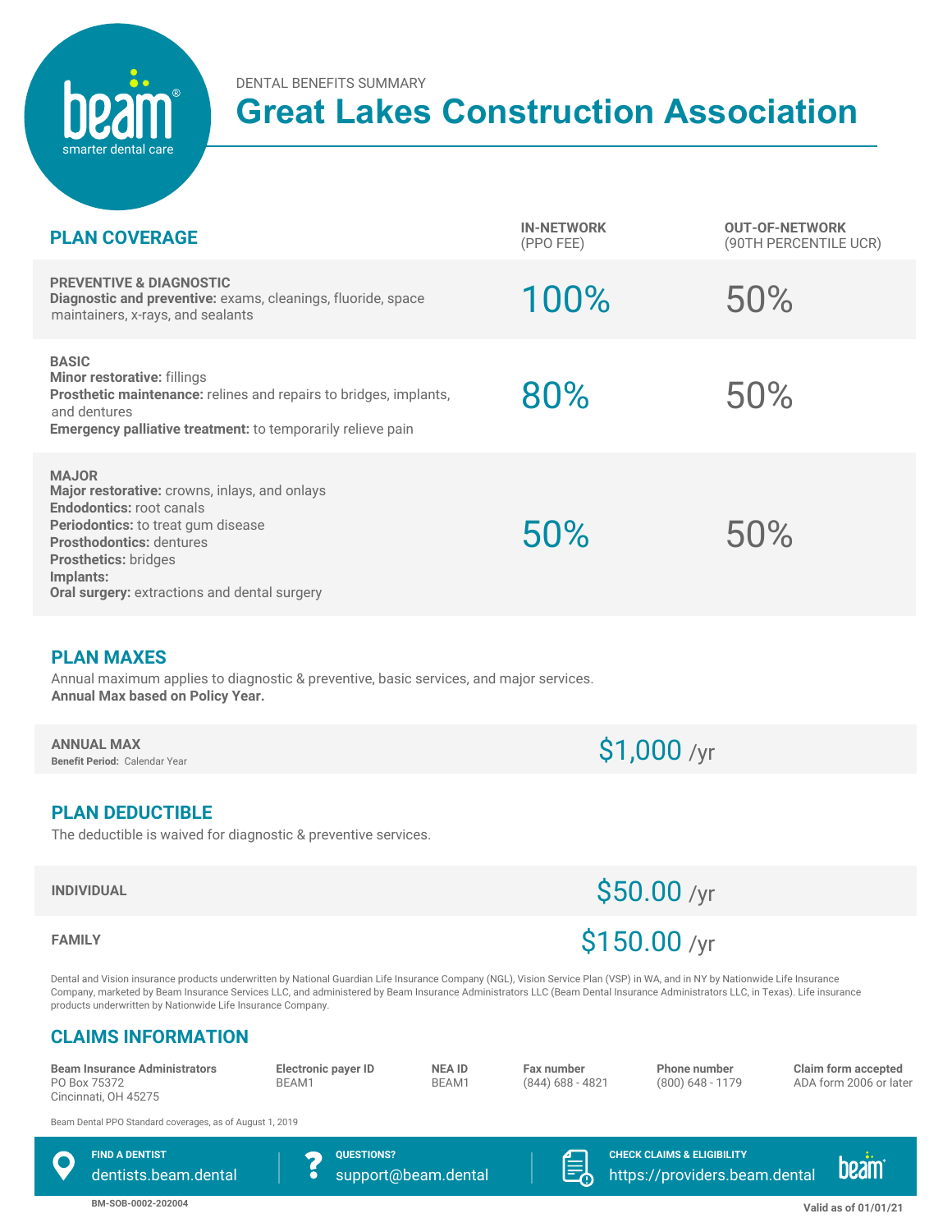beam® smarter dental care

DENTAL BENEFITS SUMMARY

# Great Lakes Construction Association

| PLAN COVERAGE | IN-NETWORK (PPO FEE) | OUT-OF-NETWORK (90TH PERCENTILE UCR) |
|---|---|---|
| **PREVENTIVE & DIAGNOSTIC**<br>**Diagnostic and preventive:** exams, cleanings, fluoride, space maintainers, x-rays, and sealants | 100% | 50% |
| **BASIC**<br>**Minor restorative:** fillings<br>**Prosthetic maintenance:** relines and repairs to bridges, implants, and dentures<br>**Emergency palliative treatment:** to temporarily relieve pain | 80% | 50% |
| **MAJOR**<br>**Major restorative:** crowns, inlays, and onlays<br>**Endodontics:** root canals<br>**Periodontics:** to treat gum disease<br>**Prosthodontics:** dentures<br>**Prosthetics:** bridges<br>**Implants:**<br>**Oral surgery:** extractions and dental surgery | 50% | 50% |

## PLAN MAXES

Annual maximum applies to diagnostic & preventive, basic services, and major services.
**Annual Max based on Policy Year.**

| | |
|---|---|
| **ANNUAL MAX**<br>**Benefit Period:** Calendar Year | $1,000 /yr |

## PLAN DEDUCTIBLE

The deductible is waived for diagnostic & preventive services.

| | |
|---|---|
| **INDIVIDUAL** | $50.00 /yr |
| **FAMILY** | $150.00 /yr |

Dental and Vision insurance products underwritten by National Guardian Life Insurance Company (NGL), Vision Service Plan (VSP) in WA, and in NY by Nationwide Life Insurance Company, marketed by Beam Insurance Services LLC, and administered by Beam Insurance Administrators LLC (Beam Dental Insurance Administrators LLC, in Texas). Life insurance products underwritten by Nationwide Life Insurance Company.

## CLAIMS INFORMATION

| Beam Insurance Administrators | Electronic payer ID | NEA ID | Fax number | Phone number | Claim form accepted |
|---|---|---|---|---|---|
| PO Box 75372<br>Cincinnati, OH 45275 | BEAM1 | BEAM1 | (844) 688 - 4821 | (800) 648 - 1179 | ADA form 2006 or later |

Beam Dental PPO Standard coverages, as of August 1, 2019

**FIND A DENTIST** dentists.beam.dental

**QUESTIONS?** support@beam.dental

**CHECK CLAIMS & ELIGIBILITY** https://providers.beam.dental

BM-SOB-0002-202004

**Valid as of 01/01/21**